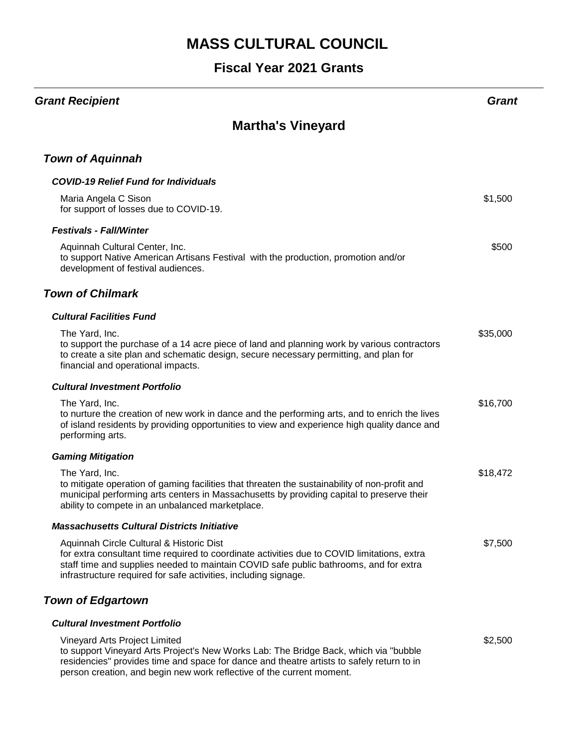# MASS CULTURAL COUNCIL

## Fiscal Year 2021 Grants

***Grant Recipient*** ***Grant***

## Martha's Vineyard

### *Town of Aquinnah*

#### ***COVID-19 Relief Fund for Individuals***

Maria Angela C Sison — $1,500
for support of losses due to COVID-19.

#### ***Festivals - Fall/Winter***

Aquinnah Cultural Center, Inc. — $500
to support Native American Artisans Festival with the production, promotion and/or development of festival audiences.

### *Town of Chilmark*

#### ***Cultural Facilities Fund***

The Yard, Inc. — $35,000
to support the purchase of a 14 acre piece of land and planning work by various contractors to create a site plan and schematic design, secure necessary permitting, and plan for financial and operational impacts.

#### ***Cultural Investment Portfolio***

The Yard, Inc. — $16,700
to nurture the creation of new work in dance and the performing arts, and to enrich the lives of island residents by providing opportunities to view and experience high quality dance and performing arts.

#### ***Gaming Mitigation***

The Yard, Inc. — $18,472
to mitigate operation of gaming facilities that threaten the sustainability of non-profit and municipal performing arts centers in Massachusetts by providing capital to preserve their ability to compete in an unbalanced marketplace.

#### ***Massachusetts Cultural Districts Initiative***

Aquinnah Circle Cultural & Historic Dist — $7,500
for extra consultant time required to coordinate activities due to COVID limitations, extra staff time and supplies needed to maintain COVID safe public bathrooms, and for extra infrastructure required for safe activities, including signage.

### *Town of Edgartown*

#### ***Cultural Investment Portfolio***

Vineyard Arts Project Limited — $2,500
to support Vineyard Arts Project's New Works Lab: The Bridge Back, which via "bubble residencies" provides time and space for dance and theatre artists to safely return to in person creation, and begin new work reflective of the current moment.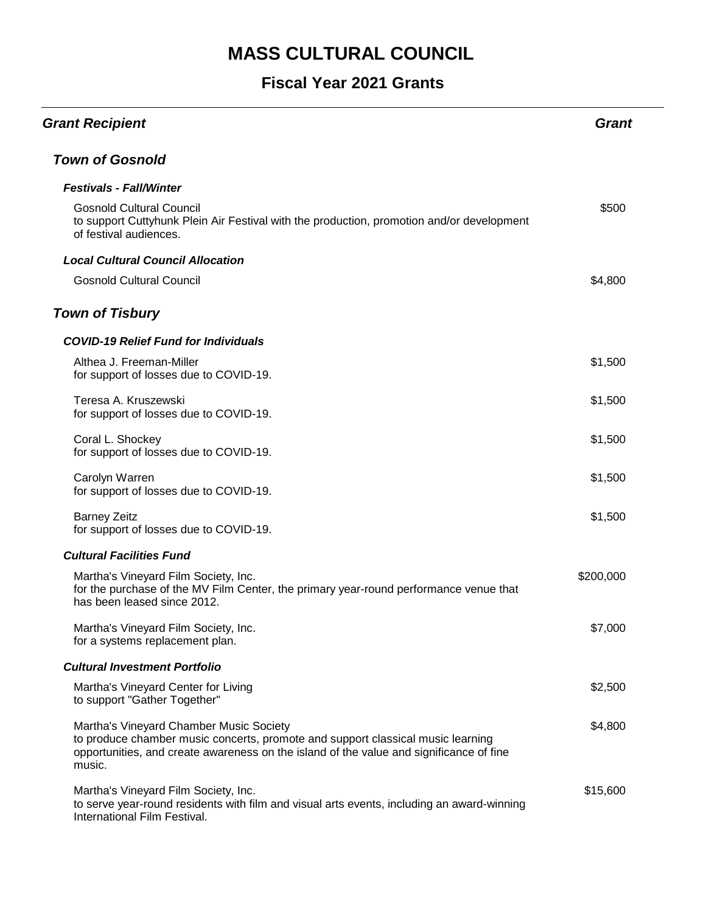# MASS CULTURAL COUNCIL

## Fiscal Year 2021 Grants

| *Grant Recipient* | *Grant* |
|---|---|
| ***Town of Gosnold*** | |
| ***Festivals - Fall/Winter*** | |
| Gosnold Cultural Council<br>to support Cuttyhunk Plein Air Festival with the production, promotion and/or development of festival audiences. | \$500 |
| ***Local Cultural Council Allocation*** | |
| Gosnold Cultural Council | \$4,800 |
| ***Town of Tisbury*** | |
| ***COVID-19 Relief Fund for Individuals*** | |
| Althea J. Freeman-Miller<br>for support of losses due to COVID-19. | \$1,500 |
| Teresa A. Kruszewski<br>for support of losses due to COVID-19. | \$1,500 |
| Coral L. Shockey<br>for support of losses due to COVID-19. | \$1,500 |
| Carolyn Warren<br>for support of losses due to COVID-19. | \$1,500 |
| Barney Zeitz<br>for support of losses due to COVID-19. | \$1,500 |
| ***Cultural Facilities Fund*** | |
| Martha's Vineyard Film Society, Inc.<br>for the purchase of the MV Film Center, the primary year-round performance venue that has been leased since 2012. | \$200,000 |
| Martha's Vineyard Film Society, Inc.<br>for a systems replacement plan. | \$7,000 |
| ***Cultural Investment Portfolio*** | |
| Martha's Vineyard Center for Living<br>to support "Gather Together" | \$2,500 |
| Martha's Vineyard Chamber Music Society<br>to produce chamber music concerts, promote and support classical music learning opportunities, and create awareness on the island of the value and significance of fine music. | \$4,800 |
| Martha's Vineyard Film Society, Inc.<br>to serve year-round residents with film and visual arts events, including an award-winning International Film Festival. | \$15,600 |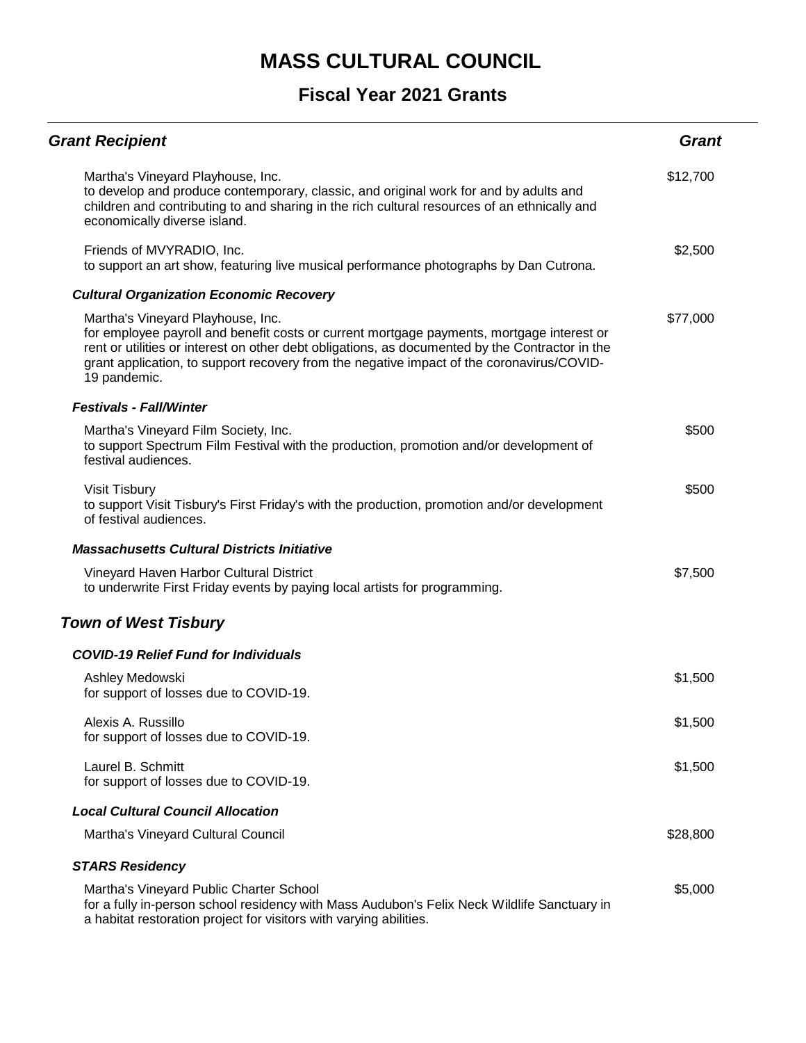# MASS CULTURAL COUNCIL

## Fiscal Year 2021 Grants

| Grant Recipient | Grant |
|---|---|
| Martha's Vineyard Playhouse, Inc.<br>to develop and produce contemporary, classic, and original work for and by adults and children and contributing to and sharing in the rich cultural resources of an ethnically and economically diverse island. | $12,700 |
| Friends of MVYRADIO, Inc.<br>to support an art show, featuring live musical performance photographs by Dan Cutrona. | $2,500 |
| ***Cultural Organization Economic Recovery*** | |
| Martha's Vineyard Playhouse, Inc.<br>for employee payroll and benefit costs or current mortgage payments, mortgage interest or rent or utilities or interest on other debt obligations, as documented by the Contractor in the grant application, to support recovery from the negative impact of the coronavirus/COVID-19 pandemic. | $77,000 |
| ***Festivals - Fall/Winter*** | |
| Martha's Vineyard Film Society, Inc.<br>to support Spectrum Film Festival with the production, promotion and/or development of festival audiences. | $500 |
| Visit Tisbury<br>to support Visit Tisbury's First Friday's with the production, promotion and/or development of festival audiences. | $500 |
| ***Massachusetts Cultural Districts Initiative*** | |
| Vineyard Haven Harbor Cultural District<br>to underwrite First Friday events by paying local artists for programming. | $7,500 |

### *Town of West Tisbury*

| Grant Recipient | Grant |
|---|---|
| ***COVID-19 Relief Fund for Individuals*** | |
| Ashley Medowski<br>for support of losses due to COVID-19. | $1,500 |
| Alexis A. Russillo<br>for support of losses due to COVID-19. | $1,500 |
| Laurel B. Schmitt<br>for support of losses due to COVID-19. | $1,500 |
| ***Local Cultural Council Allocation*** | |
| Martha's Vineyard Cultural Council | $28,800 |
| ***STARS Residency*** | |
| Martha's Vineyard Public Charter School<br>for a fully in-person school residency with Mass Audubon's Felix Neck Wildlife Sanctuary in a habitat restoration project for visitors with varying abilities. | $5,000 |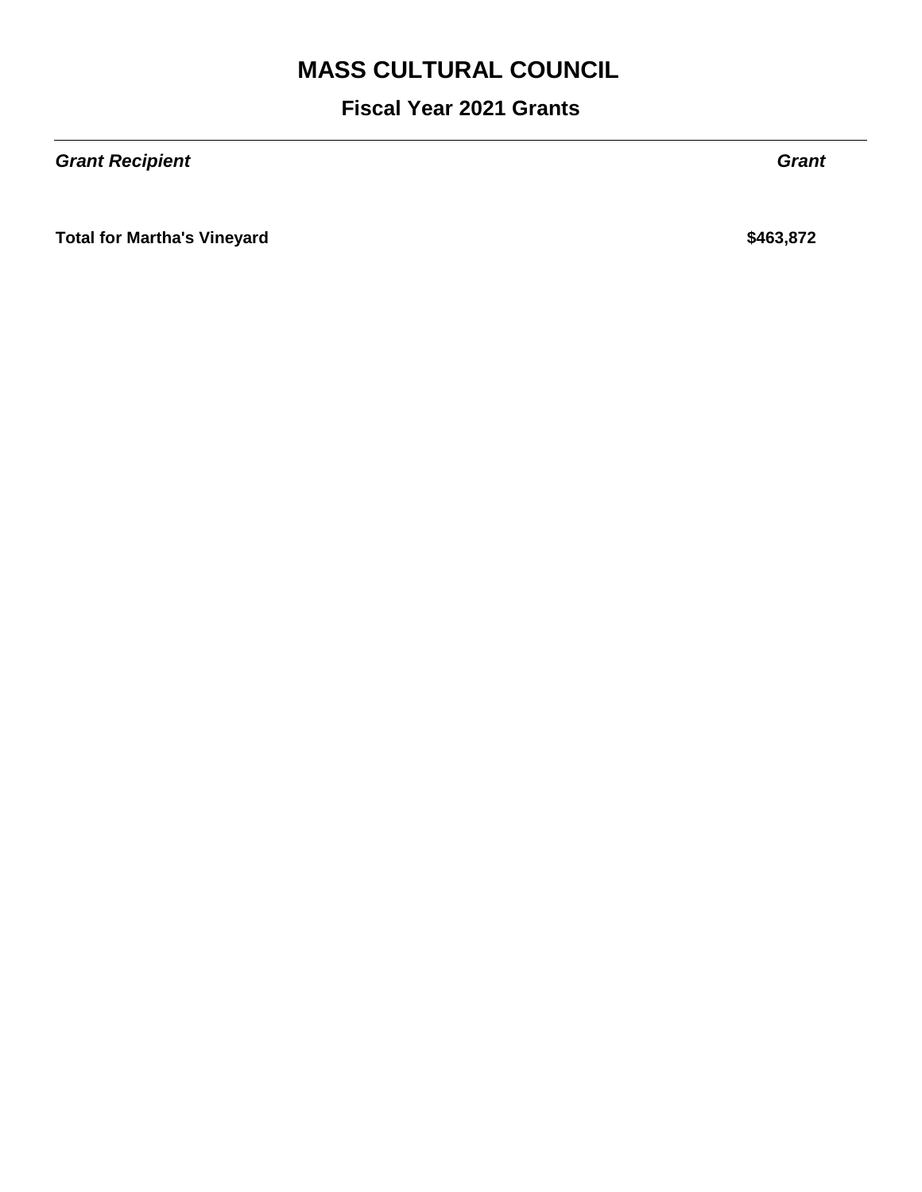# MASS CULTURAL COUNCIL

## Fiscal Year 2021 Grants

| ***Grant Recipient*** | ***Grant*** |
|---|---|
| **Total for Martha's Vineyard** | **$463,872** |